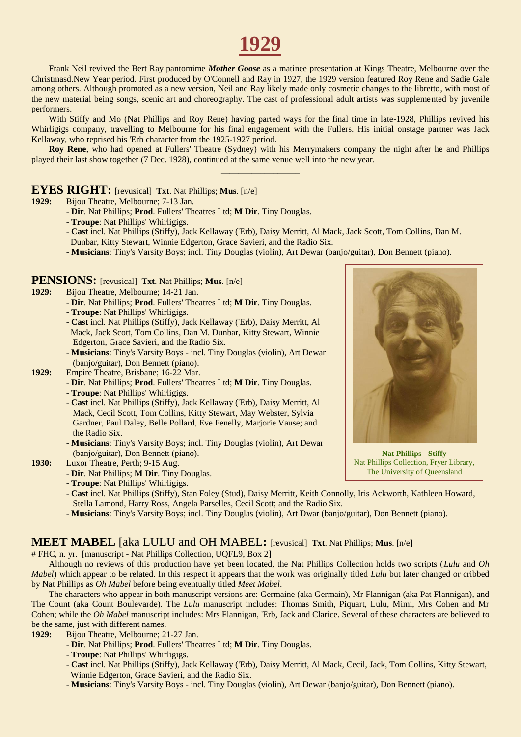# 1929

Frank Neil revived the Bert Ray pantomime ***Mother Goose*** as a matinee presentation at Kings Theatre, Melbourne over the Christmasd.New Year period. First produced by O'Connell and Ray in 1927, the 1929 version featured Roy Rene and Sadie Gale among others. Although promoted as a new version, Neil and Ray likely made only cosmetic changes to the libretto, with most of the new material being songs, scenic art and choreography. The cast of professional adult artists was supplemented by juvenile performers.

With Stiffy and Mo (Nat Phillips and Roy Rene) having parted ways for the final time in late-1928, Phillips revived his Whirligigs company, travelling to Melbourne for his final engagement with the Fullers. His initial onstage partner was Jack Kellaway, who reprised his 'Erb character from the 1925-1927 period.

**Roy Rene**, who had opened at Fullers' Theatre (Sydney) with his Merrymakers company the night after he and Phillips played their last show together (7 Dec. 1928), continued at the same venue well into the new year.

---

## EYES RIGHT: [revusical] **Txt**. Nat Phillips; **Mus**. [n/e]

**1929:** Bijou Theatre, Melbourne; 7-13 Jan.
- **Dir**. Nat Phillips; **Prod**. Fullers' Theatres Ltd; **M Dir**. Tiny Douglas.
- **Troupe**: Nat Phillips' Whirligigs.
- **Cast** incl. Nat Phillips (Stiffy), Jack Kellaway ('Erb), Daisy Merritt, Al Mack, Jack Scott, Tom Collins, Dan M. Dunbar, Kitty Stewart, Winnie Edgerton, Grace Savieri, and the Radio Six.
- **Musicians**: Tiny's Varsity Boys; incl. Tiny Douglas (violin), Art Dewar (banjo/guitar), Don Bennett (piano).

## PENSIONS: [revusical] **Txt**. Nat Phillips; **Mus**. [n/e]

**1929:** Bijou Theatre, Melbourne; 14-21 Jan.
- **Dir**. Nat Phillips; **Prod**. Fullers' Theatres Ltd; **M Dir**. Tiny Douglas.
- **Troupe**: Nat Phillips' Whirligigs.
- **Cast** incl. Nat Phillips (Stiffy), Jack Kellaway ('Erb), Daisy Merritt, Al Mack, Jack Scott, Tom Collins, Dan M. Dunbar, Kitty Stewart, Winnie Edgerton, Grace Savieri, and the Radio Six.
- **Musicians**: Tiny's Varsity Boys - incl. Tiny Douglas (violin), Art Dewar (banjo/guitar), Don Bennett (piano).

**1929:** Empire Theatre, Brisbane; 16-22 Mar.
- **Dir**. Nat Phillips; **Prod**. Fullers' Theatres Ltd; **M Dir**. Tiny Douglas.
- **Troupe**: Nat Phillips' Whirligigs.
- **Cast** incl. Nat Phillips (Stiffy), Jack Kellaway ('Erb), Daisy Merritt, Al Mack, Cecil Scott, Tom Collins, Kitty Stewart, May Webster, Sylvia Gardner, Paul Daley, Belle Pollard, Eve Fenelly, Marjorie Vause; and the Radio Six.
- **Musicians**: Tiny's Varsity Boys; incl. Tiny Douglas (violin), Art Dewar (banjo/guitar), Don Bennett (piano).

**Nat Phillips - Stiffy**
Nat Phillips Collection, Fryer Library, The University of Queensland

**1930:** Luxor Theatre, Perth; 9-15 Aug.
- **Dir**. Nat Phillips; **M Dir**. Tiny Douglas.
- **Troupe**: Nat Phillips' Whirligigs.
- **Cast** incl. Nat Phillips (Stiffy), Stan Foley (Stud), Daisy Merritt, Keith Connolly, Iris Ackworth, Kathleen Howard, Stella Lamond, Harry Ross, Angela Parselles, Cecil Scott; and the Radio Six.
- **Musicians**: Tiny's Varsity Boys; incl. Tiny Douglas (violin), Art Dwar (banjo/guitar), Don Bennett (piano).

## MEET MABEL [aka LULU and OH MABEL: [revusical] **Txt**. Nat Phillips; **Mus**. [n/e]

# FHC, n. yr. [manuscript - Nat Phillips Collection, UQFL9, Box 2]

Although no reviews of this production have yet been located, the Nat Phillips Collection holds two scripts (*Lulu* and *Oh Mabel*) which appear to be related. In this respect it appears that the work was originally titled *Lulu* but later changed or cribbed by Nat Phillips as *Oh Mabel* before being eventually titled *Meet Mabel*.

The characters who appear in both manuscript versions are: Germaine (aka Germain), Mr Flannigan (aka Pat Flannigan), and The Count (aka Count Boulevarde). The *Lulu* manuscript includes: Thomas Smith, Piquart, Lulu, Mimi, Mrs Cohen and Mr Cohen; while the *Oh Mabel* manuscript includes: Mrs Flannigan, 'Erb, Jack and Clarice. Several of these characters are believed to be the same, just with different names.

**1929:** Bijou Theatre, Melbourne; 21-27 Jan.
- **Dir**. Nat Phillips; **Prod**. Fullers' Theatres Ltd; **M Dir**. Tiny Douglas.
- **Troupe**: Nat Phillips' Whirligigs.
- **Cast** incl. Nat Phillips (Stiffy), Jack Kellaway ('Erb), Daisy Merritt, Al Mack, Cecil, Jack, Tom Collins, Kitty Stewart, Winnie Edgerton, Grace Savieri, and the Radio Six.
- **Musicians**: Tiny's Varsity Boys - incl. Tiny Douglas (violin), Art Dewar (banjo/guitar), Don Bennett (piano).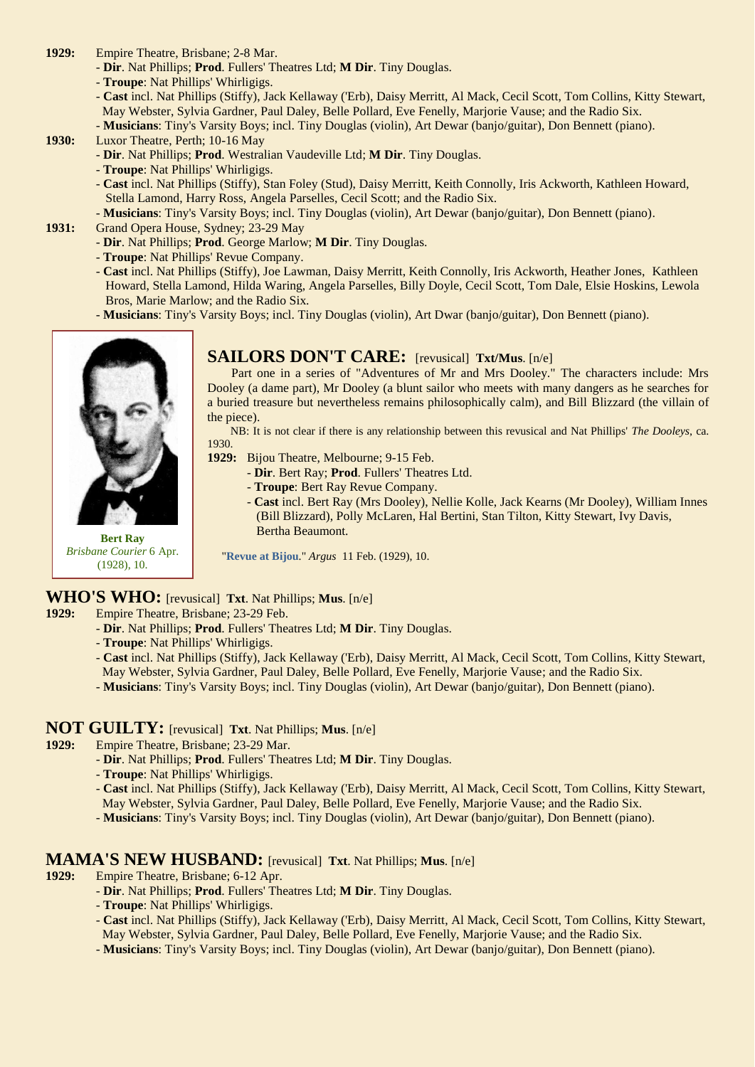**1929:** Empire Theatre, Brisbane; 2-8 Mar.
- **Dir**. Nat Phillips; **Prod**. Fullers' Theatres Ltd; **M Dir**. Tiny Douglas.
- **Troupe**: Nat Phillips' Whirligigs.
- **Cast** incl. Nat Phillips (Stiffy), Jack Kellaway ('Erb), Daisy Merritt, Al Mack, Cecil Scott, Tom Collins, Kitty Stewart, May Webster, Sylvia Gardner, Paul Daley, Belle Pollard, Eve Fenelly, Marjorie Vause; and the Radio Six.
- **Musicians**: Tiny's Varsity Boys; incl. Tiny Douglas (violin), Art Dewar (banjo/guitar), Don Bennett (piano).

**1930:** Luxor Theatre, Perth; 10-16 May
- **Dir**. Nat Phillips; **Prod**. Westralian Vaudeville Ltd; **M Dir**. Tiny Douglas.
- **Troupe**: Nat Phillips' Whirligigs.
- **Cast** incl. Nat Phillips (Stiffy), Stan Foley (Stud), Daisy Merritt, Keith Connolly, Iris Ackworth, Kathleen Howard, Stella Lamond, Harry Ross, Angela Parselles, Cecil Scott; and the Radio Six.
- **Musicians**: Tiny's Varsity Boys; incl. Tiny Douglas (violin), Art Dewar (banjo/guitar), Don Bennett (piano).

**1931:** Grand Opera House, Sydney; 23-29 May
- **Dir**. Nat Phillips; **Prod**. George Marlow; **M Dir**. Tiny Douglas.
- **Troupe**: Nat Phillips' Revue Company.
- **Cast** incl. Nat Phillips (Stiffy), Joe Lawman, Daisy Merritt, Keith Connolly, Iris Ackworth, Heather Jones, Kathleen Howard, Stella Lamond, Hilda Waring, Angela Parselles, Billy Doyle, Cecil Scott, Tom Dale, Elsie Hoskins, Lewola Bros, Marie Marlow; and the Radio Six.
- **Musicians**: Tiny's Varsity Boys; incl. Tiny Douglas (violin), Art Dwar (banjo/guitar), Don Bennett (piano).

## SAILORS DON'T CARE: [revusical] **Txt/Mus**. [n/e]

Part one in a series of "Adventures of Mr and Mrs Dooley." The characters include: Mrs Dooley (a dame part), Mr Dooley (a blunt sailor who meets with many dangers as he searches for a buried treasure but nevertheless remains philosophically calm), and Bill Blizzard (the villain of the piece).

NB: It is not clear if there is any relationship between this revusical and Nat Phillips' *The Dooleys*, ca. 1930.

**1929:** Bijou Theatre, Melbourne; 9-15 Feb.
- **Dir**. Bert Ray; **Prod**. Fullers' Theatres Ltd.
- **Troupe**: Bert Ray Revue Company.
- **Cast** incl. Bert Ray (Mrs Dooley), Nellie Kolle, Jack Kearns (Mr Dooley), William Innes (Bill Blizzard), Polly McLaren, Hal Bertini, Stan Tilton, Kitty Stewart, Ivy Davis, Bertha Beaumont.

"**Revue at Bijou**." *Argus* 11 Feb. (1929), 10.

**Bert Ray**
*Brisbane Courier* 6 Apr. (1928), 10.

## WHO'S WHO: [revusical] **Txt**. Nat Phillips; **Mus**. [n/e]

**1929:** Empire Theatre, Brisbane; 23-29 Feb.
- **Dir**. Nat Phillips; **Prod**. Fullers' Theatres Ltd; **M Dir**. Tiny Douglas.
- **Troupe**: Nat Phillips' Whirligigs.
- **Cast** incl. Nat Phillips (Stiffy), Jack Kellaway ('Erb), Daisy Merritt, Al Mack, Cecil Scott, Tom Collins, Kitty Stewart, May Webster, Sylvia Gardner, Paul Daley, Belle Pollard, Eve Fenelly, Marjorie Vause; and the Radio Six.
- **Musicians**: Tiny's Varsity Boys; incl. Tiny Douglas (violin), Art Dewar (banjo/guitar), Don Bennett (piano).

## NOT GUILTY: [revusical] **Txt**. Nat Phillips; **Mus**. [n/e]

**1929:** Empire Theatre, Brisbane; 23-29 Mar.
- **Dir**. Nat Phillips; **Prod**. Fullers' Theatres Ltd; **M Dir**. Tiny Douglas.
- **Troupe**: Nat Phillips' Whirligigs.
- **Cast** incl. Nat Phillips (Stiffy), Jack Kellaway ('Erb), Daisy Merritt, Al Mack, Cecil Scott, Tom Collins, Kitty Stewart, May Webster, Sylvia Gardner, Paul Daley, Belle Pollard, Eve Fenelly, Marjorie Vause; and the Radio Six.
- **Musicians**: Tiny's Varsity Boys; incl. Tiny Douglas (violin), Art Dewar (banjo/guitar), Don Bennett (piano).

## MAMA'S NEW HUSBAND: [revusical] **Txt**. Nat Phillips; **Mus**. [n/e]

**1929:** Empire Theatre, Brisbane; 6-12 Apr.
- **Dir**. Nat Phillips; **Prod**. Fullers' Theatres Ltd; **M Dir**. Tiny Douglas.
- **Troupe**: Nat Phillips' Whirligigs.
- **Cast** incl. Nat Phillips (Stiffy), Jack Kellaway ('Erb), Daisy Merritt, Al Mack, Cecil Scott, Tom Collins, Kitty Stewart, May Webster, Sylvia Gardner, Paul Daley, Belle Pollard, Eve Fenelly, Marjorie Vause; and the Radio Six.
- **Musicians**: Tiny's Varsity Boys; incl. Tiny Douglas (violin), Art Dewar (banjo/guitar), Don Bennett (piano).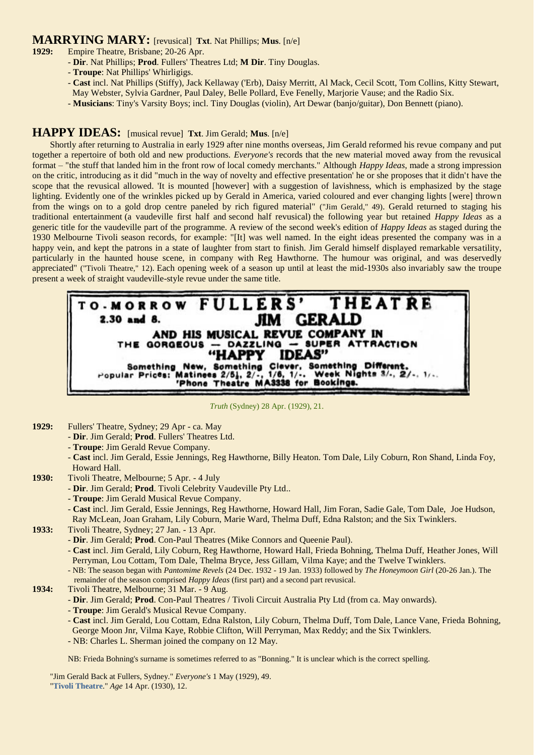## MARRYING MARY: [revusical] **Txt**. Nat Phillips; **Mus**. [n/e]

**1929:** Empire Theatre, Brisbane; 20-26 Apr.

- **Dir**. Nat Phillips; **Prod**. Fullers' Theatres Ltd; **M Dir**. Tiny Douglas.
- **Troupe**: Nat Phillips' Whirligigs.
- **Cast** incl. Nat Phillips (Stiffy), Jack Kellaway ('Erb), Daisy Merritt, Al Mack, Cecil Scott, Tom Collins, Kitty Stewart, May Webster, Sylvia Gardner, Paul Daley, Belle Pollard, Eve Fenelly, Marjorie Vause; and the Radio Six.
- **Musicians**: Tiny's Varsity Boys; incl. Tiny Douglas (violin), Art Dewar (banjo/guitar), Don Bennett (piano).

## HAPPY IDEAS: [musical revue] **Txt**. Jim Gerald; **Mus**. [n/e]

Shortly after returning to Australia in early 1929 after nine months overseas, Jim Gerald reformed his revue company and put together a repertoire of both old and new productions. *Everyone's* records that the new material moved away from the revusical format – "the stuff that landed him in the front row of local comedy merchants." Although *Happy Ideas*, made a strong impression on the critic, introducing as it did "much in the way of novelty and effective presentation' he or she proposes that it didn't have the scope that the revusical allowed. 'It is mounted [however] with a suggestion of lavishness, which is emphasized by the stage lighting. Evidently one of the wrinkles picked up by Gerald in America, varied coloured and ever changing lights [were] thrown from the wings on to a gold drop centre paneled by rich figured material" ("Jim Gerald," 49). Gerald returned to staging his traditional entertainment (a vaudeville first half and second half revusical) the following year but retained *Happy Ideas* as a generic title for the vaudeville part of the programme. A review of the second week's edition of *Happy Ideas* as staged during the 1930 Melbourne Tivoli season records, for example: "[It] was well named. In the eight ideas presented the company was in a happy vein, and kept the patrons in a state of laughter from start to finish. Jim Gerald himself displayed remarkable versatility, particularly in the haunted house scene, in company with Reg Hawthorne. The humour was original, and was deservedly appreciated" ("Tivoli Theatre," 12). Each opening week of a season up until at least the mid-1930s also invariably saw the troupe present a week of straight vaudeville-style revue under the same title.

TO-MORROW FULLERS' THEATRE
2.30 and 8. JIM GERALD
AND HIS MUSICAL REVUE COMPANY IN
THE GORGEOUS — DAZZLING — SUPER ATTRACTION
"HAPPY IDEAS"
Something New, Something Clever, Something Different.
Popular Prices: Matinees 2/5½, 2/-, 1/6, 1/-. Week Nights 3/-, 2/-, 1/-.
'Phone Theatre MA3338 for Bookings.

*Truth* (Sydney) 28 Apr. (1929), 21.

**1929:** Fullers' Theatre, Sydney; 29 Apr - ca. May

- **Dir**. Jim Gerald; **Prod**. Fullers' Theatres Ltd.
- **Troupe**: Jim Gerald Revue Company.
- **Cast** incl. Jim Gerald, Essie Jennings, Reg Hawthorne, Billy Heaton. Tom Dale, Lily Coburn, Ron Shand, Linda Foy, Howard Hall.

**1930:** Tivoli Theatre, Melbourne; 5 Apr. - 4 July

- **Dir**. Jim Gerald; **Prod**. Tivoli Celebrity Vaudeville Pty Ltd..
- **Troupe**: Jim Gerald Musical Revue Company.
- **Cast** incl. Jim Gerald, Essie Jennings, Reg Hawthorne, Howard Hall, Jim Foran, Sadie Gale, Tom Dale, Joe Hudson, Ray McLean, Joan Graham, Lily Coburn, Marie Ward, Thelma Duff, Edna Ralston; and the Six Twinklers.

**1933:** Tivoli Theatre, Sydney; 27 Jan. - 13 Apr.

- **Dir**. Jim Gerald; **Prod**. Con-Paul Theatres (Mike Connors and Queenie Paul).
- **Cast** incl. Jim Gerald, Lily Coburn, Reg Hawthorne, Howard Hall, Frieda Bohning, Thelma Duff, Heather Jones, Will Perryman, Lou Cottam, Tom Dale, Thelma Bryce, Jess Gillam, Vilma Kaye; and the Twelve Twinklers.
- NB: The season began with *Pantomime Revels* (24 Dec. 1932 - 19 Jan. 1933) followed by *The Honeymoon Girl* (20-26 Jan.). The remainder of the season comprised *Happy Ideas* (first part) and a second part revusical.

**1934:** Tivoli Theatre, Melbourne; 31 Mar. - 9 Aug.

- **Dir**. Jim Gerald; **Prod**. Con-Paul Theatres / Tivoli Circuit Australia Pty Ltd (from ca. May onwards).
- **Troupe**: Jim Gerald's Musical Revue Company.
- **Cast** incl. Jim Gerald, Lou Cottam, Edna Ralston, Lily Coburn, Thelma Duff, Tom Dale, Lance Vane, Frieda Bohning, George Moon Jnr, Vilma Kaye, Robbie Clifton, Will Perryman, Max Reddy; and the Six Twinklers.
- NB: Charles L. Sherman joined the company on 12 May.

NB: Frieda Bohning's surname is sometimes referred to as "Bonning." It is unclear which is the correct spelling.

"Jim Gerald Back at Fullers, Sydney." *Everyone's* 1 May (1929), 49.
"Tivoli Theatre." *Age* 14 Apr. (1930), 12.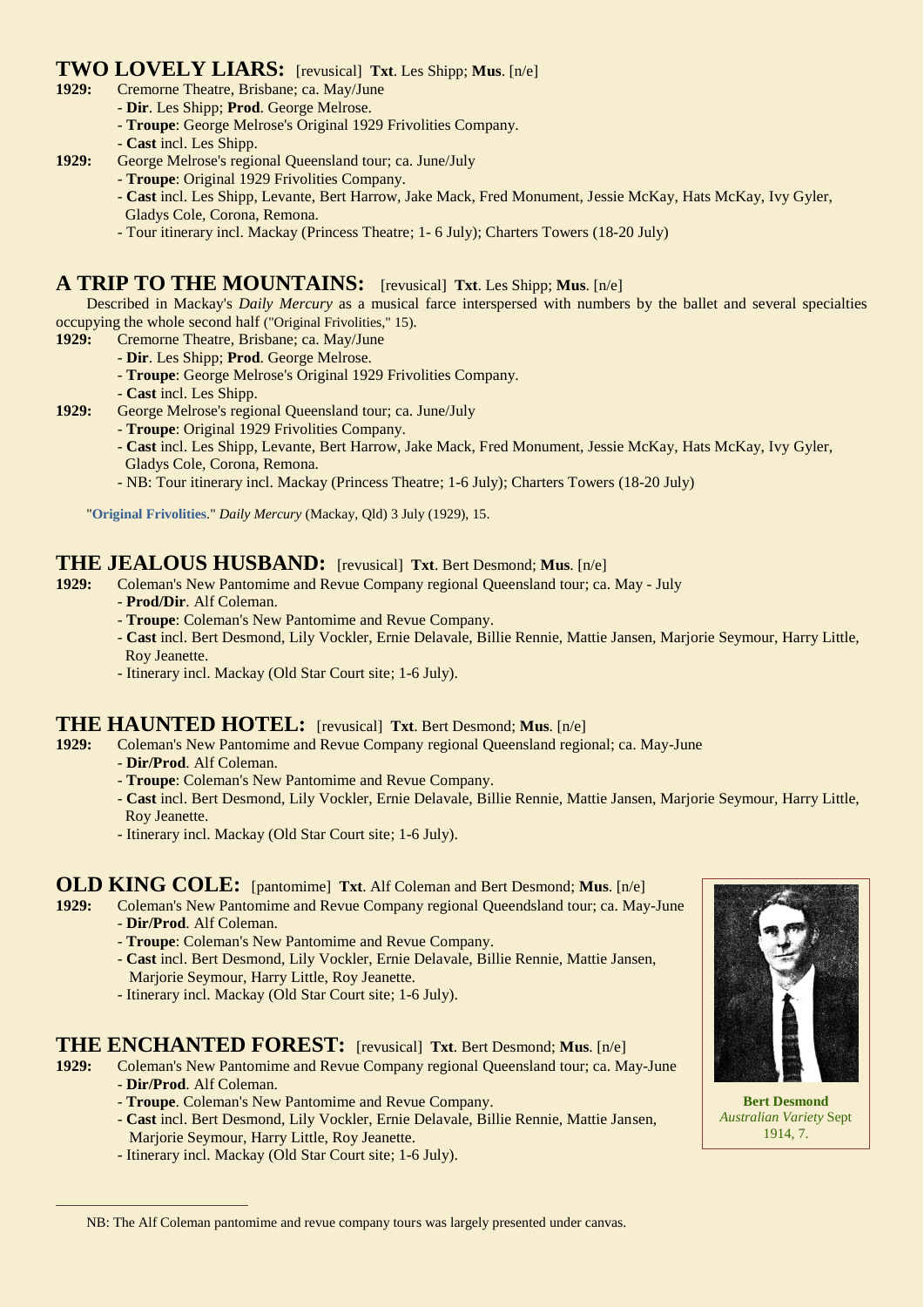## TWO LOVELY LIARS: [revusical] **Txt**. Les Shipp; **Mus**. [n/e]

**1929:** Cremorne Theatre, Brisbane; ca. May/June
- **Dir**. Les Shipp; **Prod**. George Melrose.
- **Troupe**: George Melrose's Original 1929 Frivolities Company.
- **Cast** incl. Les Shipp.

**1929:** George Melrose's regional Queensland tour; ca. June/July
- **Troupe**: Original 1929 Frivolities Company.
- **Cast** incl. Les Shipp, Levante, Bert Harrow, Jake Mack, Fred Monument, Jessie McKay, Hats McKay, Ivy Gyler, Gladys Cole, Corona, Remona.
- Tour itinerary incl. Mackay (Princess Theatre; 1- 6 July); Charters Towers (18-20 July)

## A TRIP TO THE MOUNTAINS: [revusical] **Txt**. Les Shipp; **Mus**. [n/e]

Described in Mackay's *Daily Mercury* as a musical farce interspersed with numbers by the ballet and several specialties occupying the whole second half ("Original Frivolities," 15).

**1929:** Cremorne Theatre, Brisbane; ca. May/June
- **Dir**. Les Shipp; **Prod**. George Melrose.
- **Troupe**: George Melrose's Original 1929 Frivolities Company.
- **Cast** incl. Les Shipp.

**1929:** George Melrose's regional Queensland tour; ca. June/July
- **Troupe**: Original 1929 Frivolities Company.
- **Cast** incl. Les Shipp, Levante, Bert Harrow, Jake Mack, Fred Monument, Jessie McKay, Hats McKay, Ivy Gyler, Gladys Cole, Corona, Remona.
- NB: Tour itinerary incl. Mackay (Princess Theatre; 1-6 July); Charters Towers (18-20 July)

"Original Frivolities." *Daily Mercury* (Mackay, Qld) 3 July (1929), 15.

## THE JEALOUS HUSBAND: [revusical] **Txt**. Bert Desmond; **Mus**. [n/e]

**1929:** Coleman's New Pantomime and Revue Company regional Queensland tour; ca. May - July
- **Prod/Dir**. Alf Coleman.
- **Troupe**: Coleman's New Pantomime and Revue Company.
- **Cast** incl. Bert Desmond, Lily Vockler, Ernie Delavale, Billie Rennie, Mattie Jansen, Marjorie Seymour, Harry Little, Roy Jeanette.
- Itinerary incl. Mackay (Old Star Court site; 1-6 July).

## THE HAUNTED HOTEL: [revusical] **Txt**. Bert Desmond; **Mus**. [n/e]

**1929:** Coleman's New Pantomime and Revue Company regional Queensland regional; ca. May-June
- **Dir/Prod**. Alf Coleman.
- **Troupe**: Coleman's New Pantomime and Revue Company.
- **Cast** incl. Bert Desmond, Lily Vockler, Ernie Delavale, Billie Rennie, Mattie Jansen, Marjorie Seymour, Harry Little, Roy Jeanette.
- Itinerary incl. Mackay (Old Star Court site; 1-6 July).

## OLD KING COLE: [pantomime] **Txt**. Alf Coleman and Bert Desmond; **Mus**. [n/e]

**1929:** Coleman's New Pantomime and Revue Company regional Queendsland tour; ca. May-June
- **Dir/Prod**. Alf Coleman.
- **Troupe**: Coleman's New Pantomime and Revue Company.
- **Cast** incl. Bert Desmond, Lily Vockler, Ernie Delavale, Billie Rennie, Mattie Jansen, Marjorie Seymour, Harry Little, Roy Jeanette.
- Itinerary incl. Mackay (Old Star Court site; 1-6 July).

**Bert Desmond**
*Australian Variety* Sept 1914, 7.

## THE ENCHANTED FOREST: [revusical] **Txt**. Bert Desmond; **Mus**. [n/e]

**1929:** Coleman's New Pantomime and Revue Company regional Queensland tour; ca. May-June
- **Dir/Prod**. Alf Coleman.
- **Troupe**. Coleman's New Pantomime and Revue Company.
- **Cast** incl. Bert Desmond, Lily Vockler, Ernie Delavale, Billie Rennie, Mattie Jansen, Marjorie Seymour, Harry Little, Roy Jeanette.
- Itinerary incl. Mackay (Old Star Court site; 1-6 July).

---

NB: The Alf Coleman pantomime and revue company tours was largely presented under canvas.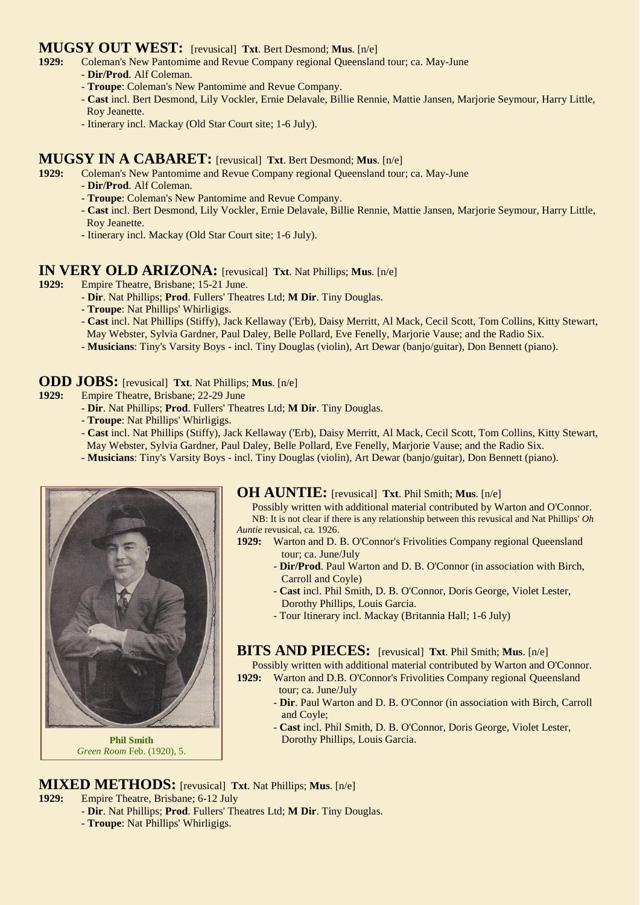## MUGSY OUT WEST: [revusical] **Txt**. Bert Desmond; **Mus**. [n/e]

**1929:** Coleman's New Pantomime and Revue Company regional Queensland tour; ca. May-June
- **Dir/Prod**. Alf Coleman.
- **Troupe**: Coleman's New Pantomime and Revue Company.
- **Cast** incl. Bert Desmond, Lily Vockler, Ernie Delavale, Billie Rennie, Mattie Jansen, Marjorie Seymour, Harry Little, Roy Jeanette.
- Itinerary incl. Mackay (Old Star Court site; 1-6 July).

## MUGSY IN A CABARET: [revusical] **Txt**. Bert Desmond; **Mus**. [n/e]

**1929:** Coleman's New Pantomime and Revue Company regional Queensland tour; ca. May-June
- **Dir/Prod**. Alf Coleman.
- **Troupe**: Coleman's New Pantomime and Revue Company.
- **Cast** incl. Bert Desmond, Lily Vockler, Ernie Delavale, Billie Rennie, Mattie Jansen, Marjorie Seymour, Harry Little, Roy Jeanette.
- Itinerary incl. Mackay (Old Star Court site; 1-6 July).

## IN VERY OLD ARIZONA: [revusical] **Txt**. Nat Phillips; **Mus**. [n/e]

**1929:** Empire Theatre, Brisbane; 15-21 June.
- **Dir**. Nat Phillips; **Prod**. Fullers' Theatres Ltd; **M Dir**. Tiny Douglas.
- **Troupe**: Nat Phillips' Whirligigs.
- **Cast** incl. Nat Phillips (Stiffy), Jack Kellaway ('Erb), Daisy Merritt, Al Mack, Cecil Scott, Tom Collins, Kitty Stewart, May Webster, Sylvia Gardner, Paul Daley, Belle Pollard, Eve Fenelly, Marjorie Vause; and the Radio Six.
- **Musicians**: Tiny's Varsity Boys - incl. Tiny Douglas (violin), Art Dewar (banjo/guitar), Don Bennett (piano).

## ODD JOBS: [revusical] **Txt**. Nat Phillips; **Mus**. [n/e]

**1929:** Empire Theatre, Brisbane; 22-29 June
- **Dir**. Nat Phillips; **Prod**. Fullers' Theatres Ltd; **M Dir**. Tiny Douglas.
- **Troupe**: Nat Phillips' Whirligigs.
- **Cast** incl. Nat Phillips (Stiffy), Jack Kellaway ('Erb), Daisy Merritt, Al Mack, Cecil Scott, Tom Collins, Kitty Stewart, May Webster, Sylvia Gardner, Paul Daley, Belle Pollard, Eve Fenelly, Marjorie Vause; and the Radio Six.
- **Musicians**: Tiny's Varsity Boys - incl. Tiny Douglas (violin), Art Dewar (banjo/guitar), Don Bennett (piano).

**Phil Smith**
*Green Room* Feb. (1920), 5.

## OH AUNTIE: [revusical] **Txt**. Phil Smith; **Mus**. [n/e]

Possibly written with additional material contributed by Warton and O'Connor.
NB: It is not clear if there is any relationship between this revusical and Nat Phillips' *Oh Auntie* revusical, ca. 1926.

**1929:** Warton and D. B. O'Connor's Frivolities Company regional Queensland tour; ca. June/July
- **Dir/Prod**. Paul Warton and D. B. O'Connor (in association with Birch, Carroll and Coyle)
- **Cast** incl. Phil Smith, D. B. O'Connor, Doris George, Violet Lester, Dorothy Phillips, Louis Garcia.
- Tour Itinerary incl. Mackay (Britannia Hall; 1-6 July)

## BITS AND PIECES: [revusical] **Txt**. Phil Smith; **Mus**. [n/e]

Possibly written with additional material contributed by Warton and O'Connor.

**1929:** Warton and D.B. O'Connor's Frivolities Company regional Queensland tour; ca. June/July
- **Dir**. Paul Warton and D. B. O'Connor (in association with Birch, Carroll and Coyle;
- **Cast** incl. Phil Smith, D. B. O'Connor, Doris George, Violet Lester, Dorothy Phillips, Louis Garcia.

## MIXED METHODS: [revusical] **Txt**. Nat Phillips; **Mus**. [n/e]

**1929:** Empire Theatre, Brisbane; 6-12 July
- **Dir**. Nat Phillips; **Prod**. Fullers' Theatres Ltd; **M Dir**. Tiny Douglas.
- **Troupe**: Nat Phillips' Whirligigs.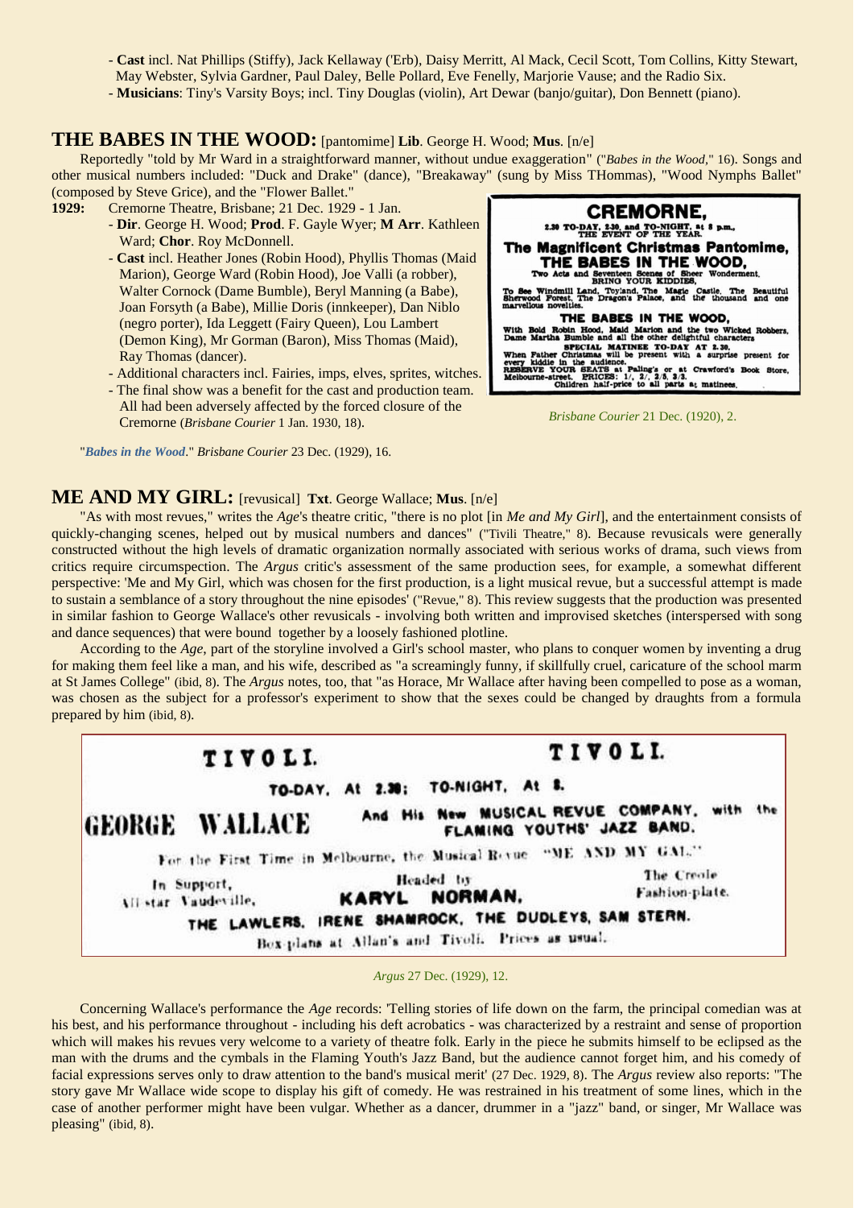- **Cast** incl. Nat Phillips (Stiffy), Jack Kellaway ('Erb), Daisy Merritt, Al Mack, Cecil Scott, Tom Collins, Kitty Stewart, May Webster, Sylvia Gardner, Paul Daley, Belle Pollard, Eve Fenelly, Marjorie Vause; and the Radio Six.
- **Musicians**: Tiny's Varsity Boys; incl. Tiny Douglas (violin), Art Dewar (banjo/guitar), Don Bennett (piano).

## THE BABES IN THE WOOD: [pantomime] **Lib**. George H. Wood; **Mus**. [n/e]

Reportedly "told by Mr Ward in a straightforward manner, without undue exaggeration" ("*Babes in the Wood*," 16). Songs and other musical numbers included: "Duck and Drake" (dance), "Breakaway" (sung by Miss THommas), "Wood Nymphs Ballet" (composed by Steve Grice), and the "Flower Ballet."

**1929:** Cremorne Theatre, Brisbane; 21 Dec. 1929 - 1 Jan.

- **Dir**. George H. Wood; **Prod**. F. Gayle Wyer; **M Arr**. Kathleen Ward; **Chor**. Roy McDonnell.
- **Cast** incl. Heather Jones (Robin Hood), Phyllis Thomas (Maid Marion), George Ward (Robin Hood), Joe Valli (a robber), Walter Cornock (Dame Bumble), Beryl Manning (a Babe), Joan Forsyth (a Babe), Millie Doris (innkeeper), Dan Niblo (negro porter), Ida Leggett (Fairy Queen), Lou Lambert (Demon King), Mr Gorman (Baron), Miss Thomas (Maid), Ray Thomas (dancer).
- Additional characters incl. Fairies, imps, elves, sprites, witches.
- The final show was a benefit for the cast and production team. All had been adversely affected by the forced closure of the Cremorne (*Brisbane Courier* 1 Jan. 1930, 18).

CREMORNE, 2.30 TO-DAY, 2.30, and TO-NIGHT, at 8 p.m., THE EVENT OF THE YEAR. The Magnificent Christmas Pantomime, THE BABES IN THE WOOD, Two Acts and Seventeen Scenes of Sheer Wonderment. BRING YOUR KIDDIES, To See Windmill Land, Toyland, The Magic Castle, The Beautiful Sherwood Forest, The Dragon's Palace, and the thousand and one marvellous novelties. THE BABES IN THE WOOD, With Bold Robin Hood, Maid Marion and the two Wicked Robbers, Dame Martha Bumble and all the other delightful characters. SPECIAL MATINEE TO-DAY AT 2.30. When Father Christmas will be present with a surprise present for every kiddie in the audience. RESERVE YOUR SEATS at Paling's or at Crawford's Book Store, Melbourne-street. PRICES: 1/, 2/, 2/5, 3/3. Children half-price to all parts at matinees.

*Brisbane Courier* 21 Dec. (1920), 2.

"*Babes in the Wood*." *Brisbane Courier* 23 Dec. (1929), 16.

## ME AND MY GIRL: [revusical] **Txt**. George Wallace; **Mus**. [n/e]

"As with most revues," writes the *Age*'s theatre critic, "there is no plot [in *Me and My Girl*], and the entertainment consists of quickly-changing scenes, helped out by musical numbers and dances" ("Tivili Theatre," 8). Because revusicals were generally constructed without the high levels of dramatic organization normally associated with serious works of drama, such views from critics require circumspection. The *Argus* critic's assessment of the same production sees, for example, a somewhat different perspective: 'Me and My Girl, which was chosen for the first production, is a light musical revue, but a successful attempt is made to sustain a semblance of a story throughout the nine episodes' ("Revue," 8). This review suggests that the production was presented in similar fashion to George Wallace's other revusicals - involving both written and improvised sketches (interspersed with song and dance sequences) that were bound together by a loosely fashioned plotline.

According to the *Age*, part of the storyline involved a Girl's school master, who plans to conquer women by inventing a drug for making them feel like a man, and his wife, described as "a screamingly funny, if skillfully cruel, caricature of the school marm at St James College" (ibid, 8). The *Argus* notes, too, that "as Horace, Mr Wallace after having been compelled to pose as a woman, was chosen as the subject for a professor's experiment to show that the sexes could be changed by draughts from a formula prepared by him (ibid, 8).

TIVOLI. TIVOLI. TO-DAY, At 2.30; TO-NIGHT, At 8. GEORGE WALLACE And His New MUSICAL REVUE COMPANY, with the FLAMING YOUTHS' JAZZ BAND. For the First Time in Melbourne, the Musical Revue "ME AND MY GAL." In Support, All star Vaudeville, Headed by KARYL NORMAN, The Creole Fashion-plate. THE LAWLERS, IRENE SHAMROCK, THE DUDLEYS, SAM STERN. Box-plans at Allan's and Tivoli. Prices as usual.

*Argus* 27 Dec. (1929), 12.

Concerning Wallace's performance the *Age* records: 'Telling stories of life down on the farm, the principal comedian was at his best, and his performance throughout - including his deft acrobatics - was characterized by a restraint and sense of proportion which will makes his revues very welcome to a variety of theatre folk. Early in the piece he submits himself to be eclipsed as the man with the drums and the cymbals in the Flaming Youth's Jazz Band, but the audience cannot forget him, and his comedy of facial expressions serves only to draw attention to the band's musical merit' (27 Dec. 1929, 8). The *Argus* review also reports: "The story gave Mr Wallace wide scope to display his gift of comedy. He was restrained in his treatment of some lines, which in the case of another performer might have been vulgar. Whether as a dancer, drummer in a "jazz" band, or singer, Mr Wallace was pleasing" (ibid, 8).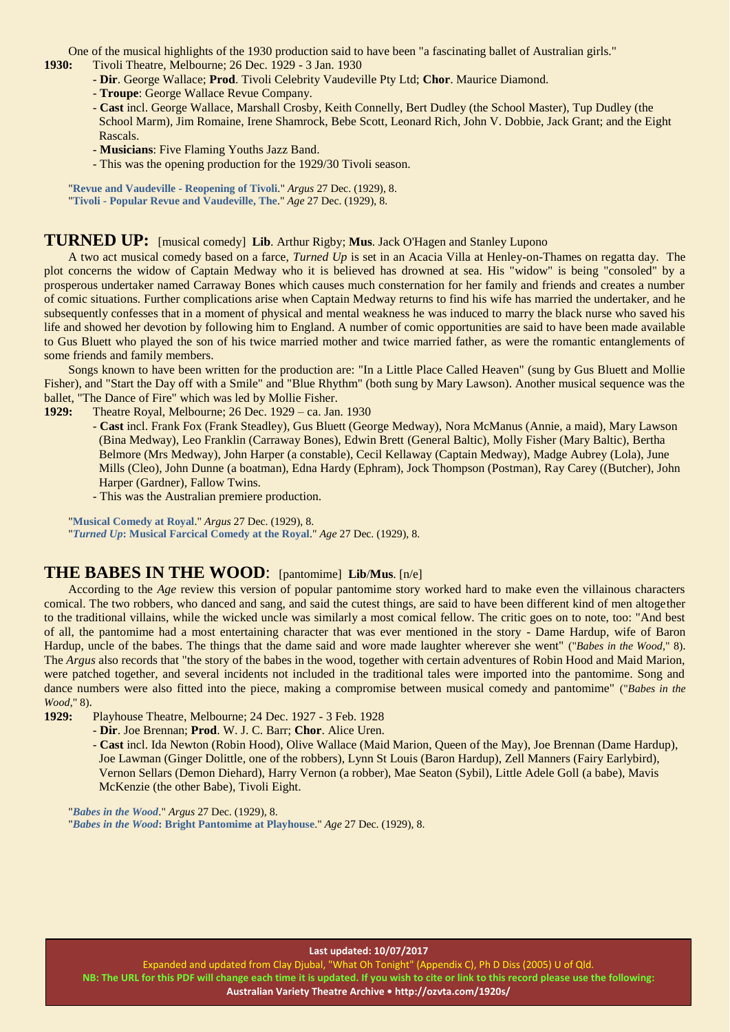One of the musical highlights of the 1930 production said to have been "a fascinating ballet of Australian girls."

**1930:** Tivoli Theatre, Melbourne; 26 Dec. 1929 - 3 Jan. 1930

- **Dir**. George Wallace; **Prod**. Tivoli Celebrity Vaudeville Pty Ltd; **Chor**. Maurice Diamond.
- **Troupe**: George Wallace Revue Company.
- **Cast** incl. George Wallace, Marshall Crosby, Keith Connelly, Bert Dudley (the School Master), Tup Dudley (the School Marm), Jim Romaine, Irene Shamrock, Bebe Scott, Leonard Rich, John V. Dobbie, Jack Grant; and the Eight Rascals.
- **Musicians**: Five Flaming Youths Jazz Band.
- This was the opening production for the 1929/30 Tivoli season.

"**Revue and Vaudeville - Reopening of Tivoli**." *Argus* 27 Dec. (1929), 8.
"**Tivoli - Popular Revue and Vaudeville, The**." *Age* 27 Dec. (1929), 8.

## TURNED UP: [musical comedy] **Lib**. Arthur Rigby; **Mus**. Jack O'Hagen and Stanley Lupono

A two act musical comedy based on a farce, *Turned Up* is set in an Acacia Villa at Henley-on-Thames on regatta day. The plot concerns the widow of Captain Medway who it is believed has drowned at sea. His "widow" is being "consoled" by a prosperous undertaker named Carraway Bones which causes much consternation for her family and friends and creates a number of comic situations. Further complications arise when Captain Medway returns to find his wife has married the undertaker, and he subsequently confesses that in a moment of physical and mental weakness he was induced to marry the black nurse who saved his life and showed her devotion by following him to England. A number of comic opportunities are said to have been made available to Gus Bluett who played the son of his twice married mother and twice married father, as were the romantic entanglements of some friends and family members.

Songs known to have been written for the production are: "In a Little Place Called Heaven" (sung by Gus Bluett and Mollie Fisher), and "Start the Day off with a Smile" and "Blue Rhythm" (both sung by Mary Lawson). Another musical sequence was the ballet, "The Dance of Fire" which was led by Mollie Fisher.

**1929:** Theatre Royal, Melbourne; 26 Dec. 1929 – ca. Jan. 1930

- **Cast** incl. Frank Fox (Frank Steadley), Gus Bluett (George Medway), Nora McManus (Annie, a maid), Mary Lawson (Bina Medway), Leo Franklin (Carraway Bones), Edwin Brett (General Baltic), Molly Fisher (Mary Baltic), Bertha Belmore (Mrs Medway), John Harper (a constable), Cecil Kellaway (Captain Medway), Madge Aubrey (Lola), June Mills (Cleo), John Dunne (a boatman), Edna Hardy (Ephram), Jock Thompson (Postman), Ray Carey ((Butcher), John Harper (Gardner), Fallow Twins.
- This was the Australian premiere production.

"**Musical Comedy at Royal**." *Argus* 27 Dec. (1929), 8.
"***Turned Up*: Musical Farcical Comedy at the Royal**." *Age* 27 Dec. (1929), 8.

## THE BABES IN THE WOOD: [pantomime] **Lib**/**Mus**. [n/e]

According to the *Age* review this version of popular pantomime story worked hard to make even the villainous characters comical. The two robbers, who danced and sang, and said the cutest things, are said to have been different kind of men altogether to the traditional villains, while the wicked uncle was similarly a most comical fellow. The critic goes on to note, too: "And best of all, the pantomime had a most entertaining character that was ever mentioned in the story - Dame Hardup, wife of Baron Hardup, uncle of the babes. The things that the dame said and wore made laughter wherever she went" ("*Babes in the Wood*," 8). The *Argus* also records that "the story of the babes in the wood, together with certain adventures of Robin Hood and Maid Marion, were patched together, and several incidents not included in the traditional tales were imported into the pantomime. Song and dance numbers were also fitted into the piece, making a compromise between musical comedy and pantomime" ("*Babes in the Wood*," 8).

**1929:** Playhouse Theatre, Melbourne; 24 Dec. 1927 - 3 Feb. 1928

- **Dir**. Joe Brennan; **Prod**. W. J. C. Barr; **Chor**. Alice Uren.
- **Cast** incl. Ida Newton (Robin Hood), Olive Wallace (Maid Marion, Queen of the May), Joe Brennan (Dame Hardup), Joe Lawman (Ginger Dolittle, one of the robbers), Lynn St Louis (Baron Hardup), Zell Manners (Fairy Earlybird), Vernon Sellars (Demon Diehard), Harry Vernon (a robber), Mae Seaton (Sybil), Little Adele Goll (a babe), Mavis McKenzie (the other Babe), Tivoli Eight.

"***Babes in the Wood***." *Argus* 27 Dec. (1929), 8.
"***Babes in the Wood*: Bright Pantomime at Playhouse**." *Age* 27 Dec. (1929), 8.

**Last updated: 10/07/2017**

Expanded and updated from Clay Djubal, "What Oh Tonight" (Appendix C), Ph D Diss (2005) U of Qld.

**NB: The URL for this PDF will change each time it is updated. If you wish to cite or link to this record please use the following:**

**Australian Variety Theatre Archive • http://ozvta.com/1920s/**